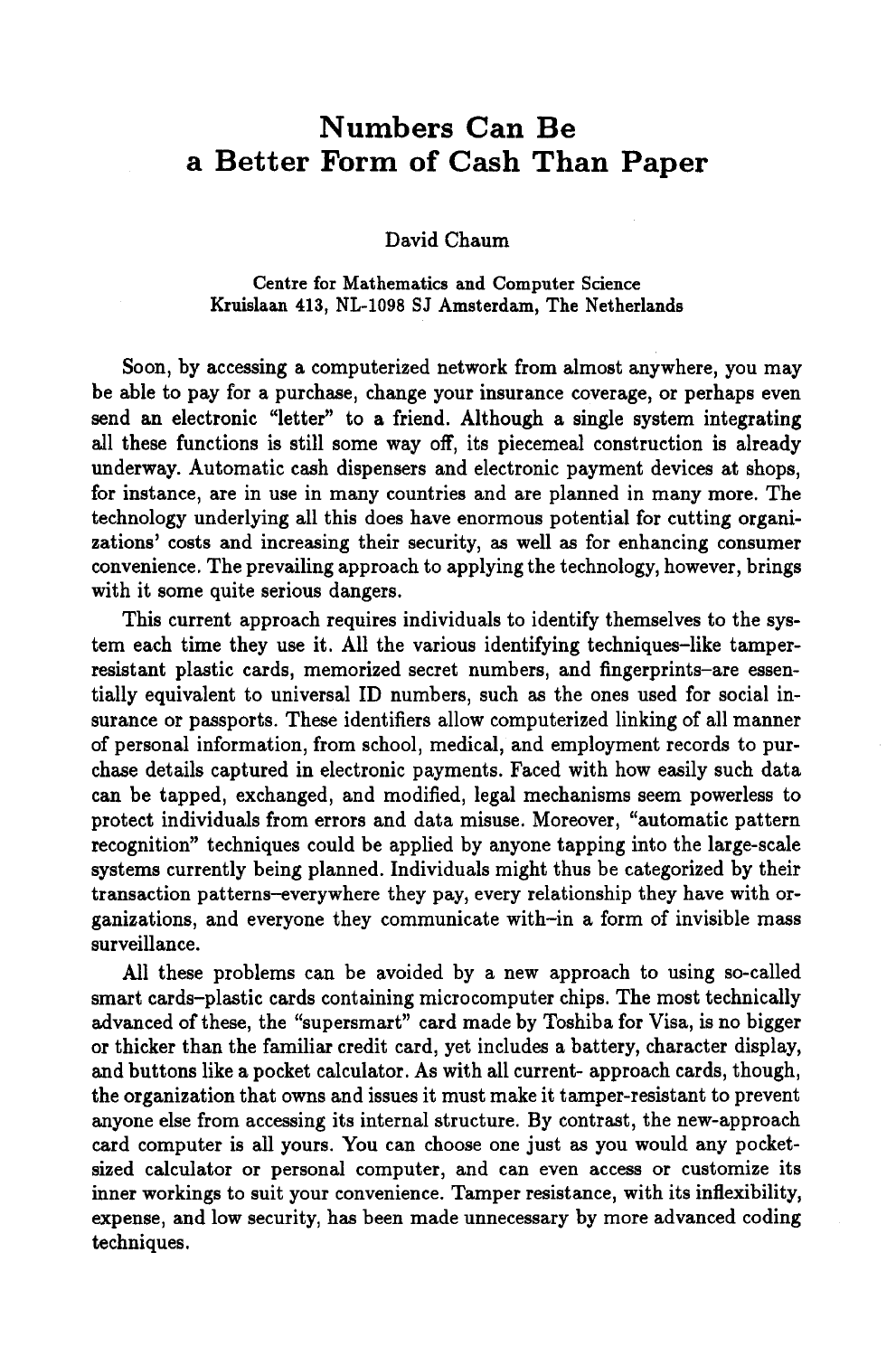# Numbers Can Be a Better Form of Cash Than Paper

David Chaum

Centre for Mathematics and Computer Science
Kruislaan 413, NL-1098 SJ Amsterdam, The Netherlands

Soon, by accessing a computerized network from almost anywhere, you may be able to pay for a purchase, change your insurance coverage, or perhaps even send an electronic "letter" to a friend. Although a single system integrating all these functions is still some way off, its piecemeal construction is already underway. Automatic cash dispensers and electronic payment devices at shops, for instance, are in use in many countries and are planned in many more. The technology underlying all this does have enormous potential for cutting organizations' costs and increasing their security, as well as for enhancing consumer convenience. The prevailing approach to applying the technology, however, brings with it some quite serious dangers.

This current approach requires individuals to identify themselves to the system each time they use it. All the various identifying techniques–like tamper-resistant plastic cards, memorized secret numbers, and fingerprints–are essentially equivalent to universal ID numbers, such as the ones used for social insurance or passports. These identifiers allow computerized linking of all manner of personal information, from school, medical, and employment records to purchase details captured in electronic payments. Faced with how easily such data can be tapped, exchanged, and modified, legal mechanisms seem powerless to protect individuals from errors and data misuse. Moreover, "automatic pattern recognition" techniques could be applied by anyone tapping into the large-scale systems currently being planned. Individuals might thus be categorized by their transaction patterns–everywhere they pay, every relationship they have with organizations, and everyone they communicate with–in a form of invisible mass surveillance.

All these problems can be avoided by a new approach to using so-called smart cards–plastic cards containing microcomputer chips. The most technically advanced of these, the "supersmart" card made by Toshiba for Visa, is no bigger or thicker than the familiar credit card, yet includes a battery, character display, and buttons like a pocket calculator. As with all current- approach cards, though, the organization that owns and issues it must make it tamper-resistant to prevent anyone else from accessing its internal structure. By contrast, the new-approach card computer is all yours. You can choose one just as you would any pocket-sized calculator or personal computer, and can even access or customize its inner workings to suit your convenience. Tamper resistance, with its inflexibility, expense, and low security, has been made unnecessary by more advanced coding techniques.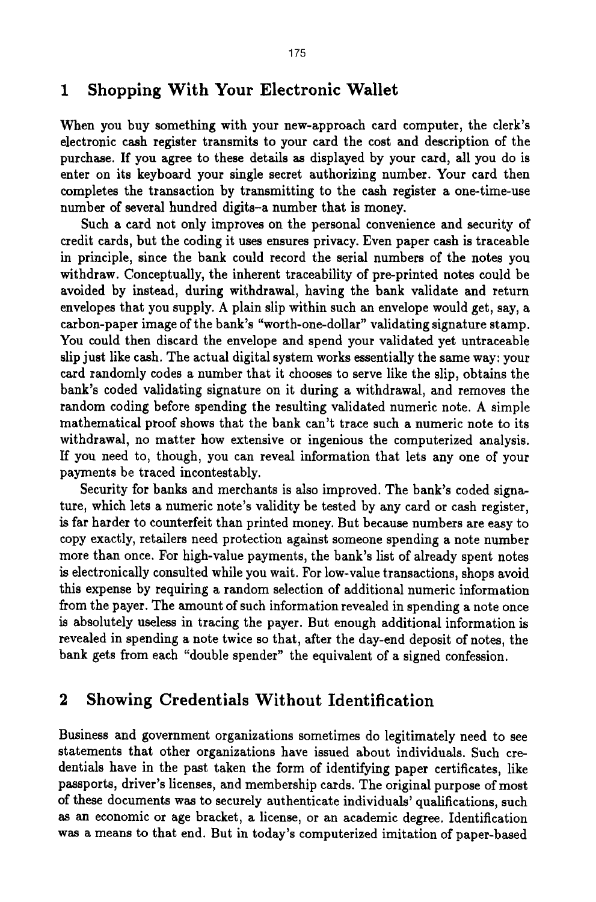## 1 Shopping With Your Electronic Wallet

When you buy something with your new-approach card computer, the clerk's electronic cash register transmits to your card the cost and description of the purchase. If you agree to these details as displayed by your card, all you do is enter on its keyboard your single secret authorizing number. Your card then completes the transaction by transmitting to the cash register a one-time-use number of several hundred digits–a number that is money.

Such a card not only improves on the personal convenience and security of credit cards, but the coding it uses ensures privacy. Even paper cash is traceable in principle, since the bank could record the serial numbers of the notes you withdraw. Conceptually, the inherent traceability of pre-printed notes could be avoided by instead, during withdrawal, having the bank validate and return envelopes that you supply. A plain slip within such an envelope would get, say, a carbon-paper image of the bank's "worth-one-dollar" validating signature stamp. You could then discard the envelope and spend your validated yet untraceable slip just like cash. The actual digital system works essentially the same way: your card randomly codes a number that it chooses to serve like the slip, obtains the bank's coded validating signature on it during a withdrawal, and removes the random coding before spending the resulting validated numeric note. A simple mathematical proof shows that the bank can't trace such a numeric note to its withdrawal, no matter how extensive or ingenious the computerized analysis. If you need to, though, you can reveal information that lets any one of your payments be traced incontestably.

Security for banks and merchants is also improved. The bank's coded signature, which lets a numeric note's validity be tested by any card or cash register, is far harder to counterfeit than printed money. But because numbers are easy to copy exactly, retailers need protection against someone spending a note number more than once. For high-value payments, the bank's list of already spent notes is electronically consulted while you wait. For low-value transactions, shops avoid this expense by requiring a random selection of additional numeric information from the payer. The amount of such information revealed in spending a note once is absolutely useless in tracing the payer. But enough additional information is revealed in spending a note twice so that, after the day-end deposit of notes, the bank gets from each "double spender" the equivalent of a signed confession.

## 2 Showing Credentials Without Identification

Business and government organizations sometimes do legitimately need to see statements that other organizations have issued about individuals. Such credentials have in the past taken the form of identifying paper certificates, like passports, driver's licenses, and membership cards. The original purpose of most of these documents was to securely authenticate individuals' qualifications, such as an economic or age bracket, a license, or an academic degree. Identification was a means to that end. But in today's computerized imitation of paper-based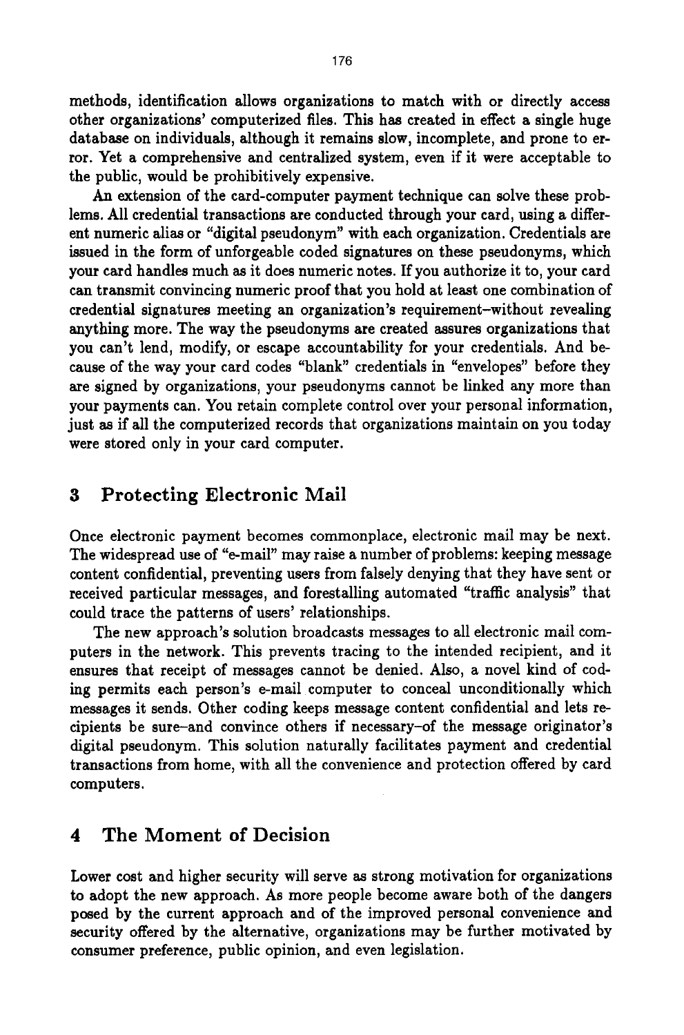methods, identification allows organizations to match with or directly access other organizations' computerized files. This has created in effect a single huge database on individuals, although it remains slow, incomplete, and prone to error. Yet a comprehensive and centralized system, even if it were acceptable to the public, would be prohibitively expensive.

An extension of the card-computer payment technique can solve these problems. All credential transactions are conducted through your card, using a different numeric alias or "digital pseudonym" with each organization. Credentials are issued in the form of unforgeable coded signatures on these pseudonyms, which your card handles much as it does numeric notes. If you authorize it to, your card can transmit convincing numeric proof that you hold at least one combination of credential signatures meeting an organization's requirement–without revealing anything more. The way the pseudonyms are created assures organizations that you can't lend, modify, or escape accountability for your credentials. And because of the way your card codes "blank" credentials in "envelopes" before they are signed by organizations, your pseudonyms cannot be linked any more than your payments can. You retain complete control over your personal information, just as if all the computerized records that organizations maintain on you today were stored only in your card computer.

## 3 Protecting Electronic Mail

Once electronic payment becomes commonplace, electronic mail may be next. The widespread use of "e-mail" may raise a number of problems: keeping message content confidential, preventing users from falsely denying that they have sent or received particular messages, and forestalling automated "traffic analysis" that could trace the patterns of users' relationships.

The new approach's solution broadcasts messages to all electronic mail computers in the network. This prevents tracing to the intended recipient, and it ensures that receipt of messages cannot be denied. Also, a novel kind of coding permits each person's e-mail computer to conceal unconditionally which messages it sends. Other coding keeps message content confidential and lets recipients be sure–and convince others if necessary–of the message originator's digital pseudonym. This solution naturally facilitates payment and credential transactions from home, with all the convenience and protection offered by card computers.

## 4 The Moment of Decision

Lower cost and higher security will serve as strong motivation for organizations to adopt the new approach. As more people become aware both of the dangers posed by the current approach and of the improved personal convenience and security offered by the alternative, organizations may be further motivated by consumer preference, public opinion, and even legislation.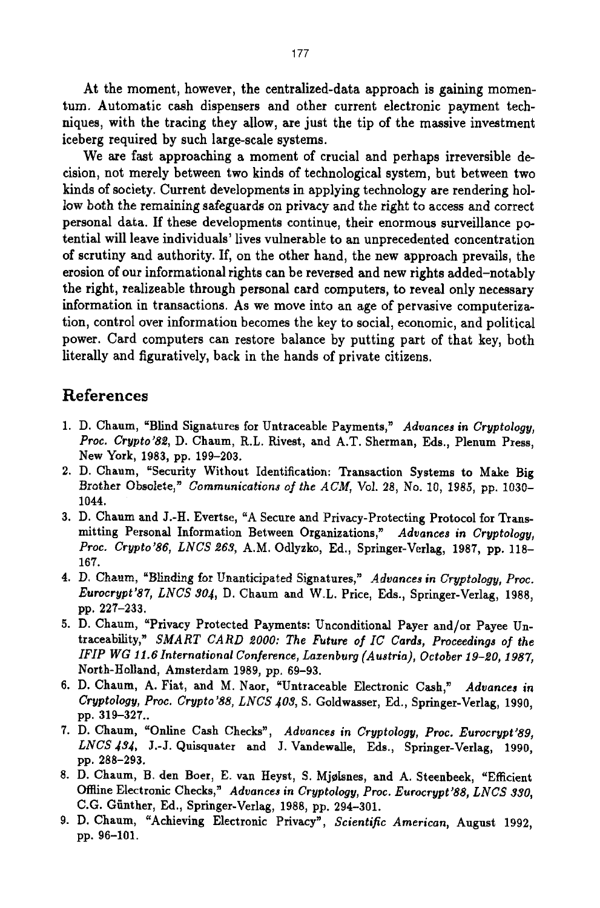At the moment, however, the centralized-data approach is gaining momentum. Automatic cash dispensers and other current electronic payment techniques, with the tracing they allow, are just the tip of the massive investment iceberg required by such large-scale systems.

We are fast approaching a moment of crucial and perhaps irreversible decision, not merely between two kinds of technological system, but between two kinds of society. Current developments in applying technology are rendering hollow both the remaining safeguards on privacy and the right to access and correct personal data. If these developments continue, their enormous surveillance potential will leave individuals' lives vulnerable to an unprecedented concentration of scrutiny and authority. If, on the other hand, the new approach prevails, the erosion of our informational rights can be reversed and new rights added–notably the right, realizeable through personal card computers, to reveal only necessary information in transactions. As we move into an age of pervasive computerization, control over information becomes the key to social, economic, and political power. Card computers can restore balance by putting part of that key, both literally and figuratively, back in the hands of private citizens.

## References

1. D. Chaum, "Blind Signatures for Untraceable Payments," *Advances in Cryptology, Proc. Crypto'82*, D. Chaum, R.L. Rivest, and A.T. Sherman, Eds., Plenum Press, New York, 1983, pp. 199–203.
2. D. Chaum, "Security Without Identification: Transaction Systems to Make Big Brother Obsolete," *Communications of the ACM*, Vol. 28, No. 10, 1985, pp. 1030–1044.
3. D. Chaum and J.-H. Evertse, "A Secure and Privacy-Protecting Protocol for Transmitting Personal Information Between Organizations," *Advances in Cryptology, Proc. Crypto'86, LNCS 263*, A.M. Odlyzko, Ed., Springer-Verlag, 1987, pp. 118–167.
4. D. Chaum, "Blinding for Unanticipated Signatures," *Advances in Cryptology, Proc. Eurocrypt'87, LNCS 304*, D. Chaum and W.L. Price, Eds., Springer-Verlag, 1988, pp. 227–233.
5. D. Chaum, "Privacy Protected Payments: Unconditional Payer and/or Payee Untraceability," *SMART CARD 2000: The Future of IC Cards, Proceedings of the IFIP WG 11.6 International Conference, Laxenburg (Austria), October 19–20, 1987*, North-Holland, Amsterdam 1989, pp. 69–93.
6. D. Chaum, A. Fiat, and M. Naor, "Untraceable Electronic Cash," *Advances in Cryptology, Proc. Crypto'88, LNCS 403*, S. Goldwasser, Ed., Springer-Verlag, 1990, pp. 319–327..
7. D. Chaum, "Online Cash Checks", *Advances in Cryptology, Proc. Eurocrypt'89, LNCS 434*, J.-J. Quisquater and J. Vandewalle, Eds., Springer-Verlag, 1990, pp. 288–293.
8. D. Chaum, B. den Boer, E. van Heyst, S. Mjølsnes, and A. Steenbeek, "Efficient Offline Electronic Checks," *Advances in Cryptology, Proc. Eurocrypt'88, LNCS 330*, C.G. Günther, Ed., Springer-Verlag, 1988, pp. 294–301.
9. D. Chaum, "Achieving Electronic Privacy", *Scientific American*, August 1992, pp. 96–101.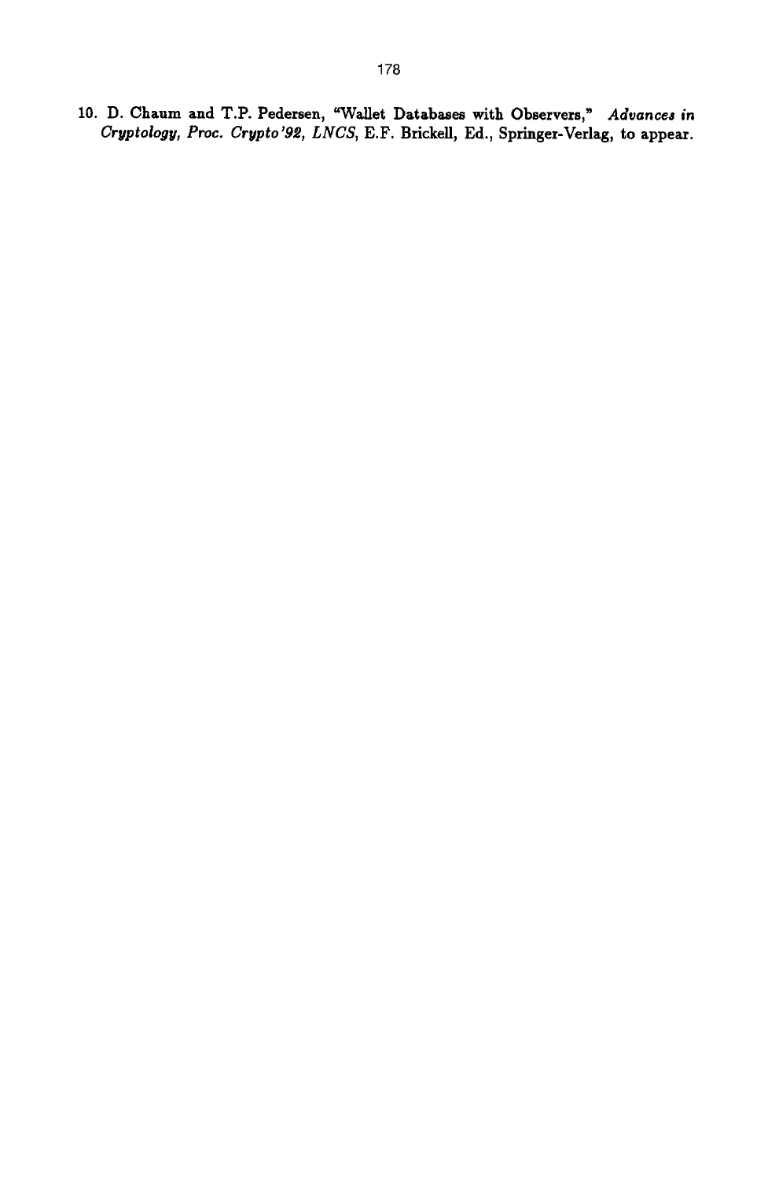10. D. Chaum and T.P. Pedersen, "Wallet Databases with Observers," *Advances in Cryptology, Proc. Crypto'92, LNCS*, E.F. Brickell, Ed., Springer-Verlag, to appear.